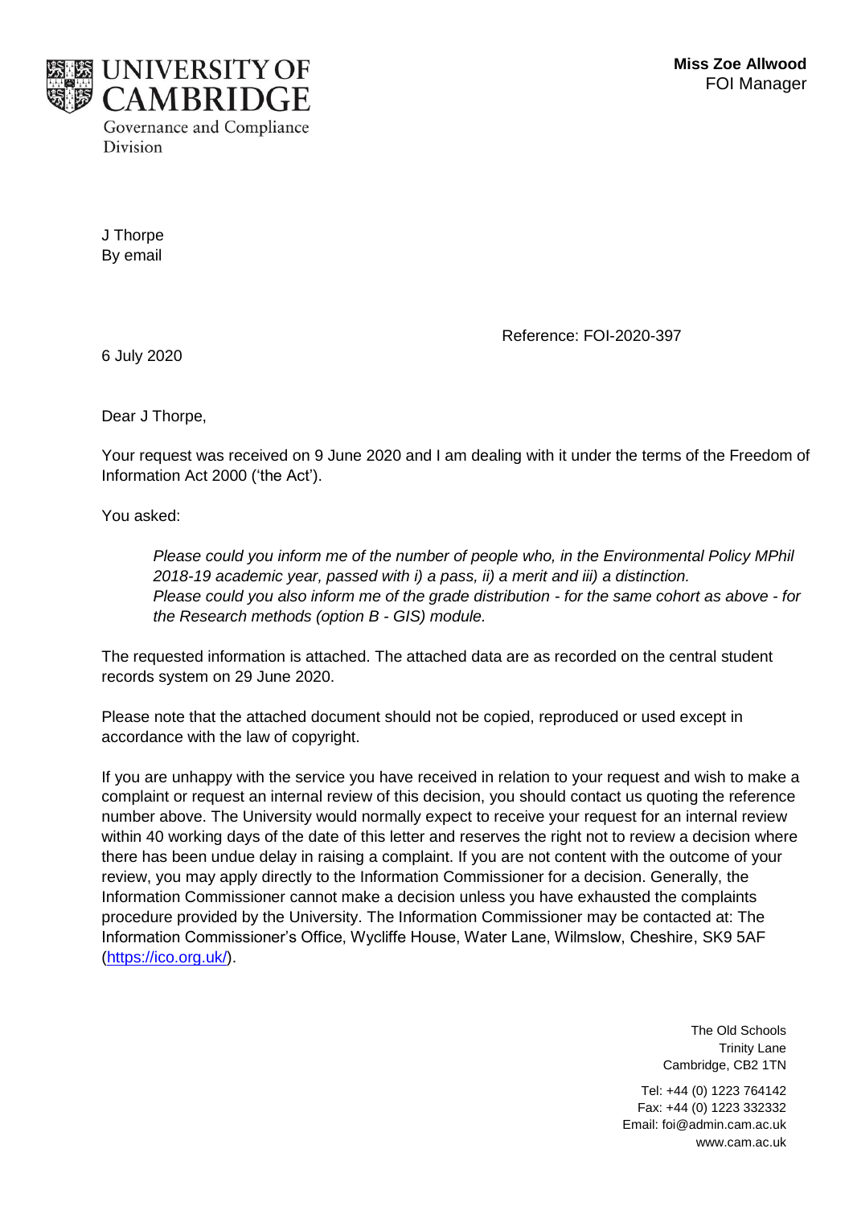**UNIVERSITY OF CAMBRIDGE**
Governance and Compliance Division

**Miss Zoe Allwood**
FOI Manager

J Thorpe
By email

Reference: FOI-2020-397

6 July 2020

Dear J Thorpe,

Your request was received on 9 June 2020 and I am dealing with it under the terms of the Freedom of Information Act 2000 ('the Act').

You asked:

> *Please could you inform me of the number of people who, in the Environmental Policy MPhil 2018-19 academic year, passed with i) a pass, ii) a merit and iii) a distinction.*
> *Please could you also inform me of the grade distribution - for the same cohort as above - for the Research methods (option B - GIS) module.*

The requested information is attached. The attached data are as recorded on the central student records system on 29 June 2020.

Please note that the attached document should not be copied, reproduced or used except in accordance with the law of copyright.

If you are unhappy with the service you have received in relation to your request and wish to make a complaint or request an internal review of this decision, you should contact us quoting the reference number above. The University would normally expect to receive your request for an internal review within 40 working days of the date of this letter and reserves the right not to review a decision where there has been undue delay in raising a complaint. If you are not content with the outcome of your review, you may apply directly to the Information Commissioner for a decision. Generally, the Information Commissioner cannot make a decision unless you have exhausted the complaints procedure provided by the University. The Information Commissioner may be contacted at: The Information Commissioner's Office, Wycliffe House, Water Lane, Wilmslow, Cheshire, SK9 5AF (https://ico.org.uk/).

The Old Schools
Trinity Lane
Cambridge, CB2 1TN

Tel: +44 (0) 1223 764142
Fax: +44 (0) 1223 332332
Email: foi@admin.cam.ac.uk
www.cam.ac.uk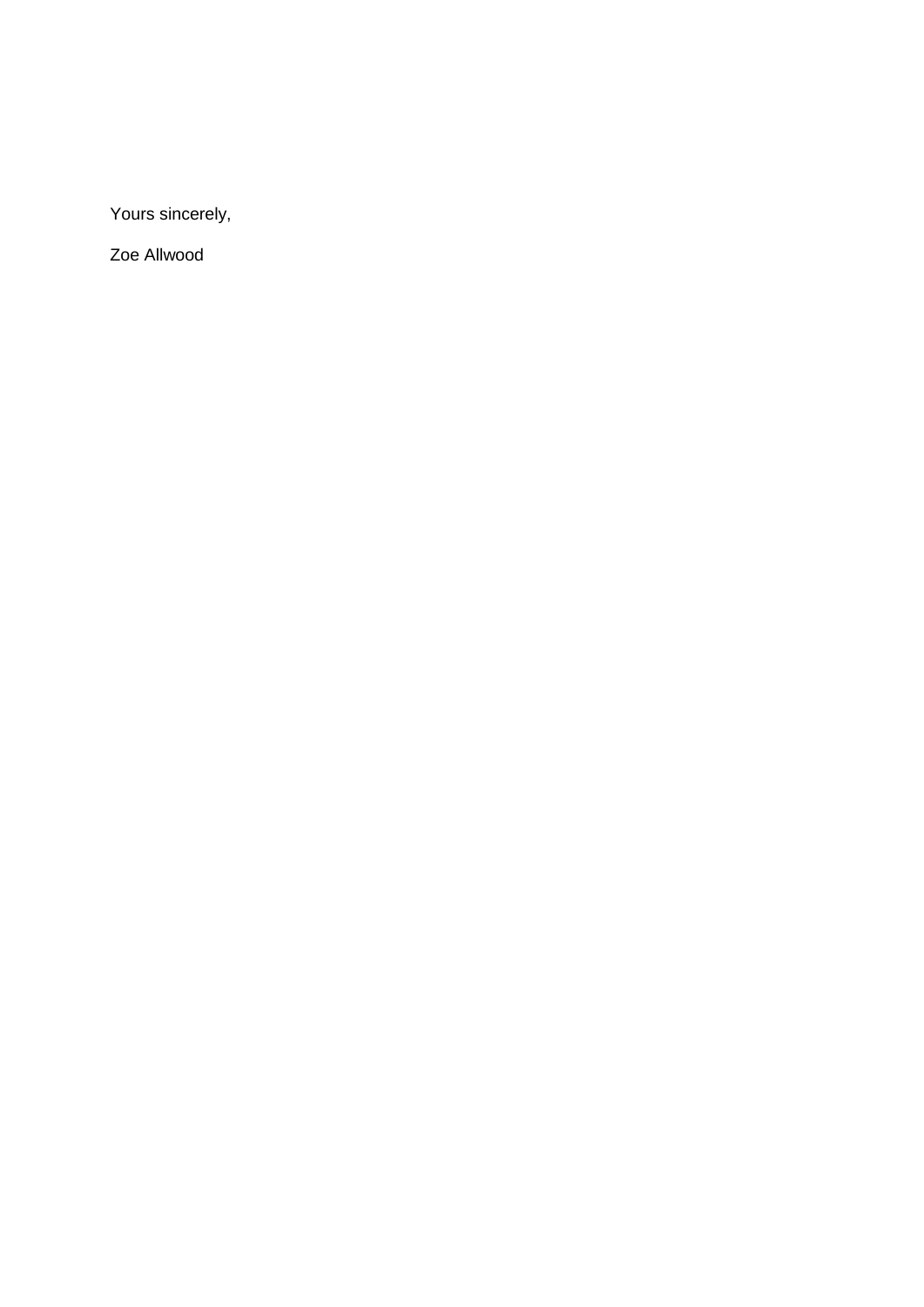Yours sincerely,

Zoe Allwood